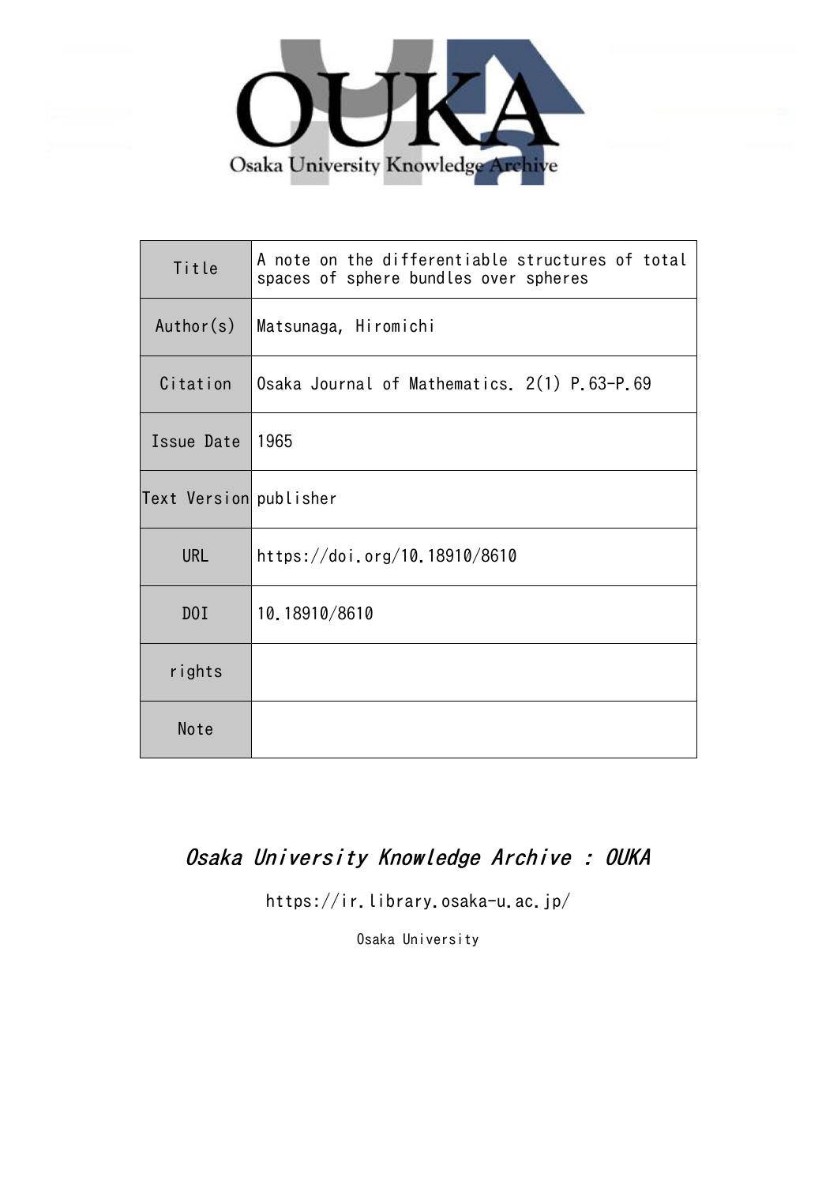Osaka University Knowledge Archive

| Title | A note on the differentiable structures of total spaces of sphere bundles over spheres |
| --- | --- |
| Author(s) | Matsunaga, Hiromichi |
| Citation | Osaka Journal of Mathematics. 2(1) P.63-P.69 |
| Issue Date | 1965 |
| Text Version | publisher |
| URL | https://doi.org/10.18910/8610 |
| DOI | 10.18910/8610 |
| rights | |
| Note | |

*Osaka University Knowledge Archive : OUKA*

https://ir.library.osaka-u.ac.jp/

Osaka University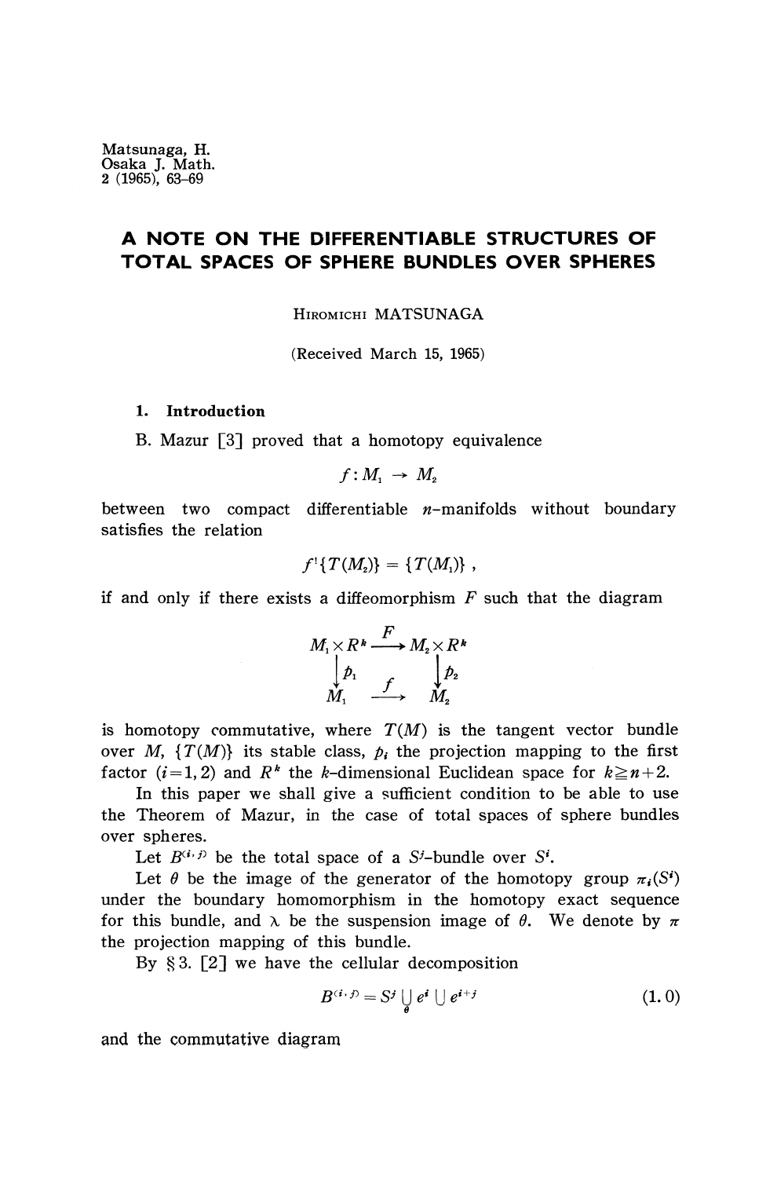Matsunaga, H.
Osaka J. Math.
2 (1965), 63-69

# A NOTE ON THE DIFFERENTIABLE STRUCTURES OF TOTAL SPACES OF SPHERE BUNDLES OVER SPHERES

HIROMICHI MATSUNAGA

(Received March 15, 1965)

## 1. Introduction

B. Mazur [3] proved that a homotopy equivalence

$$f: M_1 \to M_2$$

between two compact differentiable $n$-manifolds without boundary satisfies the relation

$$f^!\{T(M_2)\} = \{T(M_1)\},$$

if and only if there exists a diffeomorphism $F$ such that the diagram

$$\begin{array}{ccc} M_1 \times R^k & \xrightarrow{F} & M_2 \times R^k \\ \downarrow p_1 & & \downarrow p_2 \\ M_1 & \xrightarrow{f} & M_2 \end{array}$$

is homotopy commutative, where $T(M)$ is the tangent vector bundle over $M$, $\{T(M)\}$ its stable class, $p_i$ the projection mapping to the first factor $(i=1,2)$ and $R^k$ the $k$-dimensional Euclidean space for $k \geqq n+2$.

In this paper we shall give a sufficient condition to be able to use the Theorem of Mazur, in the case of total spaces of sphere bundles over spheres.

Let $B^{(i,j)}$ be the total space of a $S^j$-bundle over $S^i$.

Let $\theta$ be the image of the generator of the homotopy group $\pi_i(S^i)$ under the boundary homomorphism in the homotopy exact sequence for this bundle, and $\lambda$ be the suspension image of $\theta$. We denote by $\pi$ the projection mapping of this bundle.

By §3. [2] we have the cellular decomposition

$$B^{(i,j)} = S^j \bigcup_{\theta} e^i \bigcup e^{i+j} \tag{1.0}$$

and the commutative diagram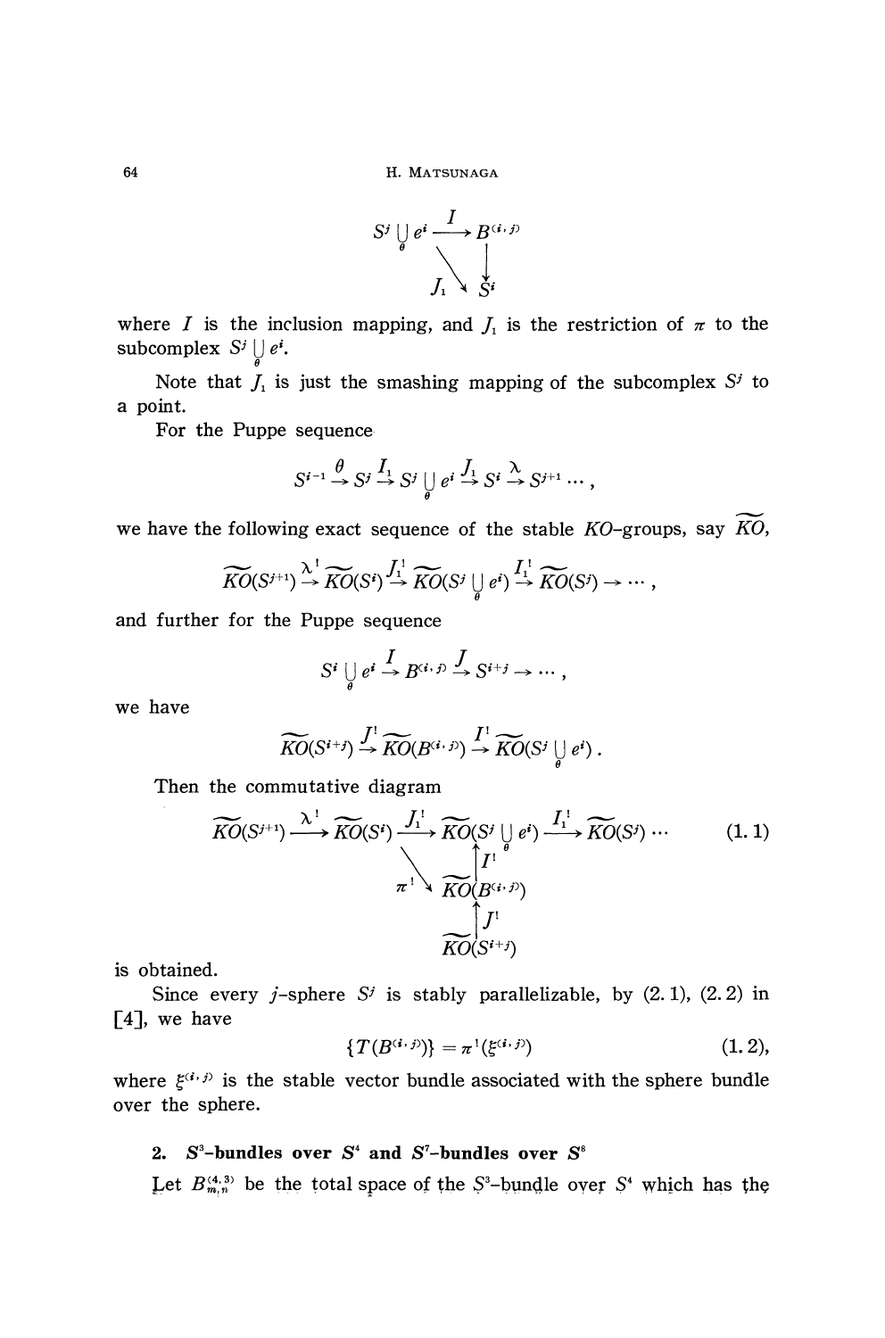$$\begin{array}{ccc} S^j \bigcup_\theta e^i & \xrightarrow{I} & B^{(i,j)} \\ & \searrow_{J_1} & \downarrow \\ & & S^i \end{array}$$

where $I$ is the inclusion mapping, and $J_1$ is the restriction of $\pi$ to the subcomplex $S^j \bigcup_\theta e^i$.

Note that $J_1$ is just the smashing mapping of the subcomplex $S^j$ to a point.

For the Puppe sequence

$$S^{i-1} \xrightarrow{\theta} S^j \xrightarrow{I_1} S^j \bigcup_\theta e^i \xrightarrow{J_1} S^i \xrightarrow{\lambda} S^{j+1} \cdots,$$

we have the following exact sequence of the stable $KO$-groups, say $\widetilde{KO}$,

$$\widetilde{KO}(S^{j+1}) \xrightarrow{\lambda^!} \widetilde{KO}(S^i) \xrightarrow{J_1^!} \widetilde{KO}(S^j \bigcup_\theta e^i) \xrightarrow{I_1^!} \widetilde{KO}(S^j) \to \cdots,$$

and further for the Puppe sequence

$$S^j \bigcup_\theta e^i \xrightarrow{I} B^{(i,j)} \xrightarrow{J} S^{i+j} \to \cdots,$$

we have

$$\widetilde{KO}(S^{i+j}) \xrightarrow{J^!} \widetilde{KO}(B^{(i,j)}) \xrightarrow{I^!} \widetilde{KO}(S^j \bigcup_\theta e^i).$$

Then the commutative diagram

$$\begin{array}{ccccccc} \widetilde{KO}(S^{j+1}) & \xrightarrow{\lambda^!} & \widetilde{KO}(S^i) & \xrightarrow{J_1^!} & \widetilde{KO}(S^j \bigcup_\theta e^i) & \xrightarrow{I_1^!} & \widetilde{KO}(S^j) \cdots \\ & & & \searrow^{\pi^!} & \uparrow I^! & & \\ & & & & \widetilde{KO}(B^{(i,j)}) & & \\ & & & & \uparrow J^! & & \\ & & & & \widetilde{KO}(S^{i+j}) & & \end{array} \tag{1.1}$$

is obtained.

Since every $j$-sphere $S^j$ is stably parallelizable, by (2.1), (2.2) in [4], we have

$$\{T(B^{(i,j)})\} = \pi^!(\xi^{(i,j)}) \tag{1.2},$$

where $\xi^{(i,j)}$ is the stable vector bundle associated with the sphere bundle over the sphere.

## 2. $S^3$-bundles over $S^4$ and $S^7$-bundles over $S^8$

Let $B^{(4,3)}_{m,n}$ be the total space of the $S^3$-bundle over $S^4$ which has the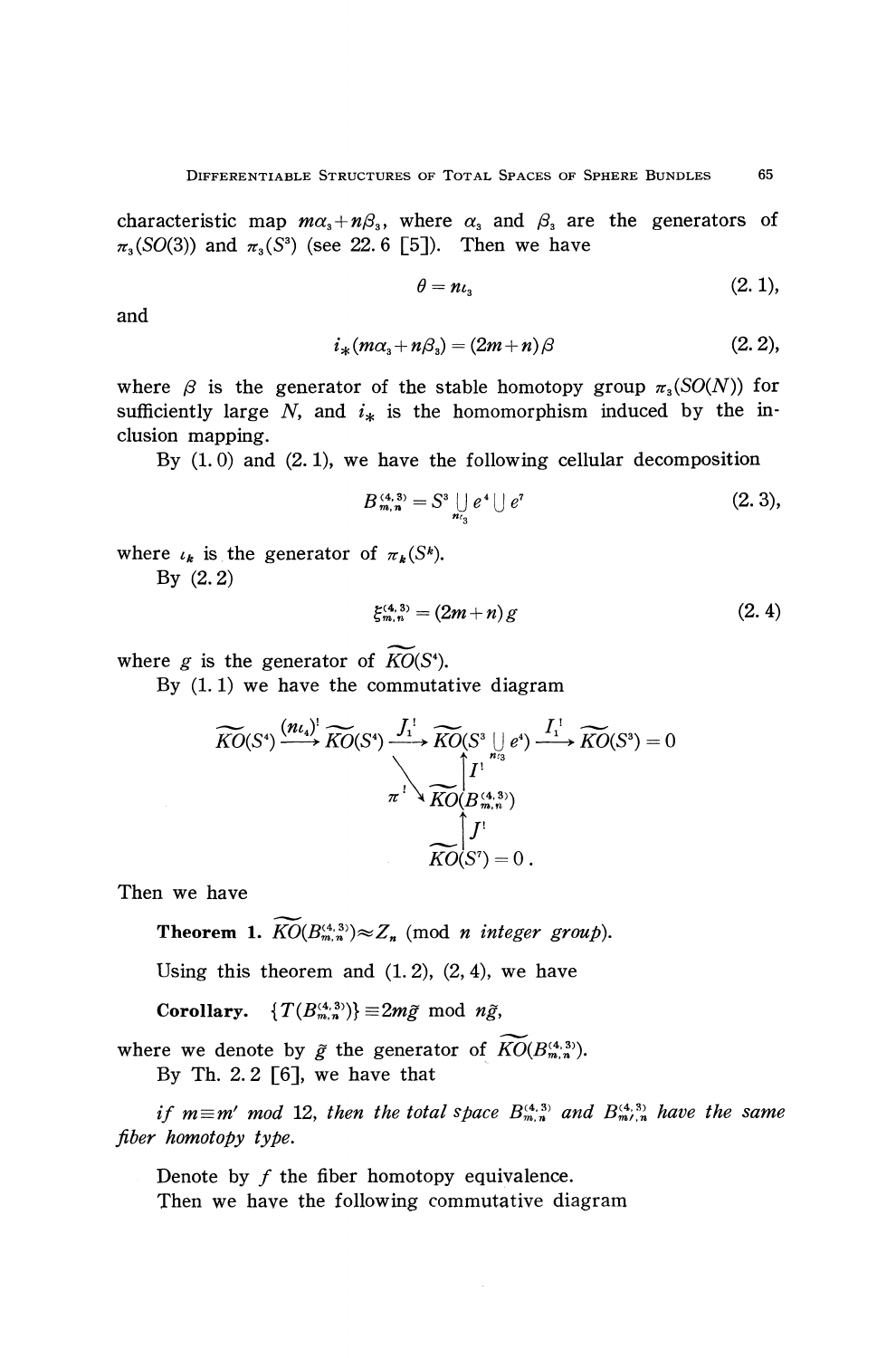characteristic map $m\alpha_3 + n\beta_3$, where $\alpha_3$ and $\beta_3$ are the generators of $\pi_3(SO(3))$ and $\pi_3(S^3)$ (see 22.6 [5]). Then we have

$$\theta = n\iota_3 \tag{2.1},$$

and

$$i_*(m\alpha_3 + n\beta_3) = (2m+n)\beta \tag{2.2},$$

where $\beta$ is the generator of the stable homotopy group $\pi_3(SO(N))$ for sufficiently large $N$, and $i_*$ is the homomorphism induced by the inclusion mapping.

By (1.0) and (2.1), we have the following cellular decomposition

$$B^{(4,3)}_{m,n} = S^3 \underset{n\iota_3}{\cup} e^4 \cup e^7 \tag{2.3},$$

where $\iota_k$ is the generator of $\pi_k(S^k)$.

By (2.2)

$$\xi^{(4,3)}_{m,n} = (2m+n)g \tag{2.4}$$

where $g$ is the generator of $\widetilde{KO}(S^4)$.

By (1.1) we have the commutative diagram

$$\begin{array}{ccccccc}
\widetilde{KO}(S^4) & \xrightarrow{(n\iota_4)^!} & \widetilde{KO}(S^4) & \xrightarrow{J_1^!} & \widetilde{KO}(S^3 \underset{n\iota_3}{\cup} e^4) & \xrightarrow{I_1^!} & \widetilde{KO}(S^3) = 0 \\
& & & \overset{\pi^!}{\searrow} & \uparrow I^! & & \\
& & & & \widetilde{KO}(B^{(4,3)}_{m,n}) & & \\
& & & & \uparrow J^! & & \\
& & & & \widetilde{KO}(S^7) = 0\,. & &
\end{array}$$

Then we have

**Theorem 1.** $\widetilde{KO}(B^{(4,3)}_{m,n}) \approx Z_n$ (mod $n$ *integer group*).

Using this theorem and (1.2), (2, 4), we have

**Corollary.** $\{T(B^{(4,3)}_{m,n})\} \equiv 2m\tilde{g}$ mod $n\tilde{g}$,

where we denote by $\tilde{g}$ the generator of $\widetilde{KO}(B^{(4,3)}_{m,n})$.

By Th. 2.2 [6], we have that

*if* $m \equiv m'$ *mod* 12, *then the total space* $B^{(4,3)}_{m,n}$ *and* $B^{(4,3)}_{m',n}$ *have the same fiber homotopy type.*

Denote by $f$ the fiber homotopy equivalence.

Then we have the following commutative diagram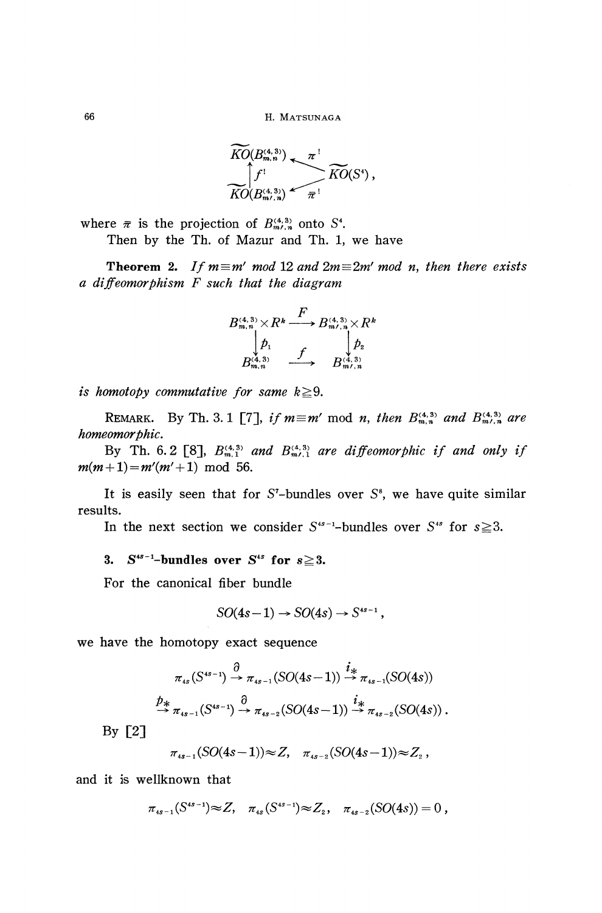$$
\begin{array}{ccc}
\widetilde{KO}(B^{(4,3)}_{m,n}) & \xleftarrow{\pi^!} & \\
\uparrow f^! & & \widetilde{KO}(S^4)\,, \\
\widetilde{KO}(B^{(4,3)}_{m',n}) & \xleftarrow{\bar{\pi}^!} &
\end{array}
$$

where $\bar{\pi}$ is the projection of $B^{(4,3)}_{m',n}$ onto $S^4$.

Then by the Th. of Mazur and Th. 1, we have

**Theorem 2.** *If $m \equiv m'$ mod 12 and $2m \equiv 2m'$ mod $n$, then there exists a diffeomorphism $F$ such that the diagram*

$$
\begin{array}{ccc}
B^{(4,3)}_{m,n} \times R^k & \xrightarrow{F} & B^{(4,3)}_{m',n} \times R^k \\
\downarrow p_1 & & \downarrow p_2 \\
B^{(4,3)}_{m,n} & \xrightarrow{f} & B^{(4,3)}_{m',n}
\end{array}
$$

*is homotopy commutative for same $k \geqq 9$.*

REMARK. By Th. 3.1 [7], *if $m \equiv m'$ mod $n$, then $B^{(4,3)}_{m,n}$ and $B^{(4,3)}_{m',n}$ are homeomorphic.*

By Th. 6.2 [8], *$B^{(4,3)}_{m,1}$ and $B^{(4,3)}_{m',1}$ are diffeomorphic if and only if $m(m+1) = m'(m'+1)$ mod 56.*

It is easily seen that for $S^7$-bundles over $S^8$, we have quite similar results.

In the next section we consider $S^{4s-1}$-bundles over $S^{4s}$ for $s \geqq 3$.

## 3. $S^{4s-1}$-bundles over $S^{4s}$ for $s \geqq 3$.

For the canonical fiber bundle

$$SO(4s-1) \to SO(4s) \to S^{4s-1}\,,$$

we have the homotopy exact sequence

$$
\pi_{4s}(S^{4s-1}) \xrightarrow{\partial} \pi_{4s-1}(SO(4s-1)) \xrightarrow{i_*} \pi_{4s-1}(SO(4s))
$$

$$
\xrightarrow{p_*} \pi_{4s-1}(S^{4s-1}) \xrightarrow{\partial} \pi_{4s-2}(SO(4s-1)) \xrightarrow{i_*} \pi_{4s-2}(SO(4s))\,.
$$

By [2]

$$\pi_{4s-1}(SO(4s-1)) \approx Z, \quad \pi_{4s-2}(SO(4s-1)) \approx Z_2\,,$$

and it is wellknown that

$$\pi_{4s-1}(S^{4s-1}) \approx Z, \quad \pi_{4s}(S^{4s-1}) \approx Z_2, \quad \pi_{4s-2}(SO(4s)) = 0\,,$$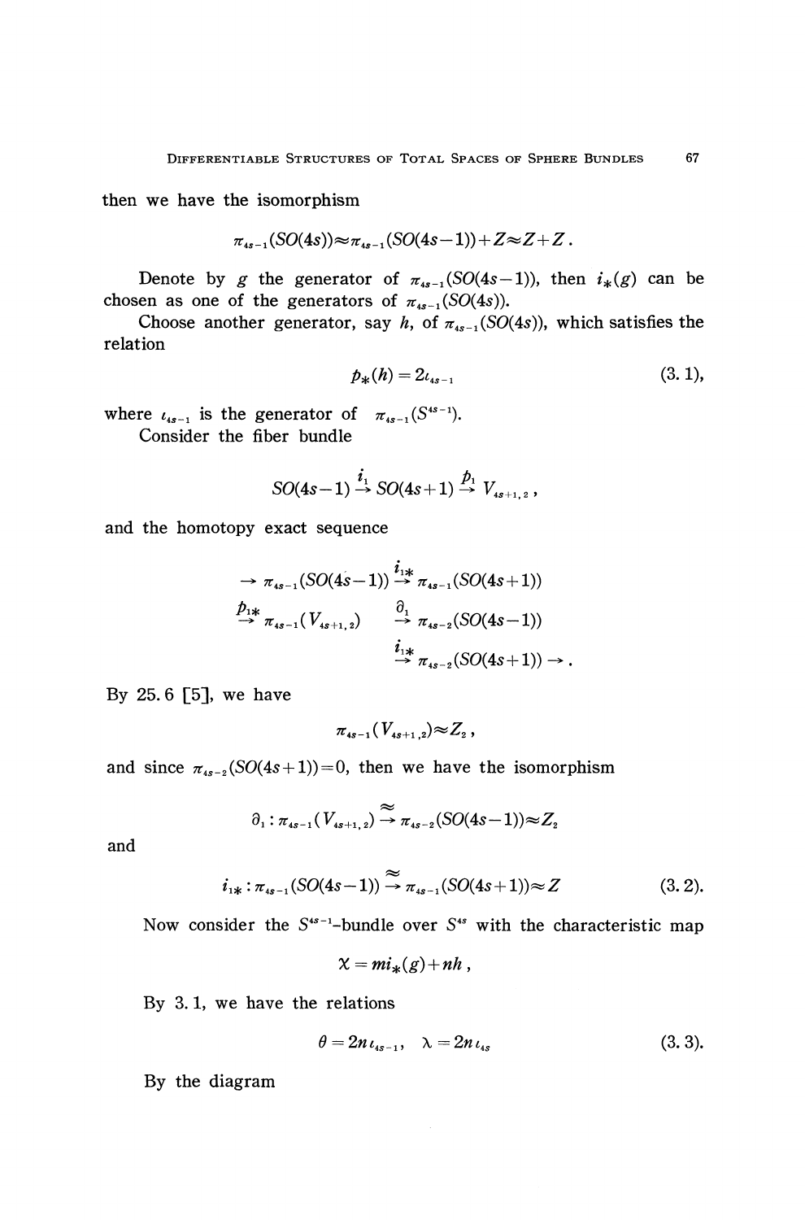then we have the isomorphism

$$\pi_{4s-1}(SO(4s)) \approx \pi_{4s-1}(SO(4s-1)) + Z \approx Z + Z.$$

Denote by $g$ the generator of $\pi_{4s-1}(SO(4s-1))$, then $i_*(g)$ can be chosen as one of the generators of $\pi_{4s-1}(SO(4s))$.

Choose another generator, say $h$, of $\pi_{4s-1}(SO(4s))$, which satisfies the relation

$$p_*(h) = 2\iota_{4s-1} \tag{3.1}$$

where $\iota_{4s-1}$ is the generator of $\pi_{4s-1}(S^{4s-1})$.

Consider the fiber bundle

$$SO(4s-1) \xrightarrow{i_1} SO(4s+1) \xrightarrow{p_1} V_{4s+1,2},$$

and the homotopy exact sequence

$$\begin{aligned}
&\to \pi_{4s-1}(SO(4s-1)) \xrightarrow{i_{1*}} \pi_{4s-1}(SO(4s+1)) \\
&\xrightarrow{p_{1*}} \pi_{4s-1}(V_{4s+1,2}) \xrightarrow{\partial_1} \pi_{4s-2}(SO(4s-1)) \\
&\qquad\qquad\qquad\qquad\;\; \xrightarrow{i_{1*}} \pi_{4s-2}(SO(4s+1)) \to .
\end{aligned}$$

By 25.6 [5], we have

$$\pi_{4s-1}(V_{4s+1,2}) \approx Z_2,$$

and since $\pi_{4s-2}(SO(4s+1)) = 0$, then we have the isomorphism

$$\partial_1 : \pi_{4s-1}(V_{4s+1,2}) \overset{\approx}{\to} \pi_{4s-2}(SO(4s-1)) \approx Z_2$$

and

$$i_{1*} : \pi_{4s-1}(SO(4s-1)) \overset{\approx}{\to} \pi_{4s-1}(SO(4s+1)) \approx Z \tag{3.2}$$

Now consider the $S^{4s-1}$-bundle over $S^{4s}$ with the characteristic map

$$\chi = m i_*(g) + nh,$$

By 3.1, we have the relations

$$\theta = 2n\iota_{4s-1}, \quad \lambda = 2n\iota_{4s} \tag{3.3}$$

By the diagram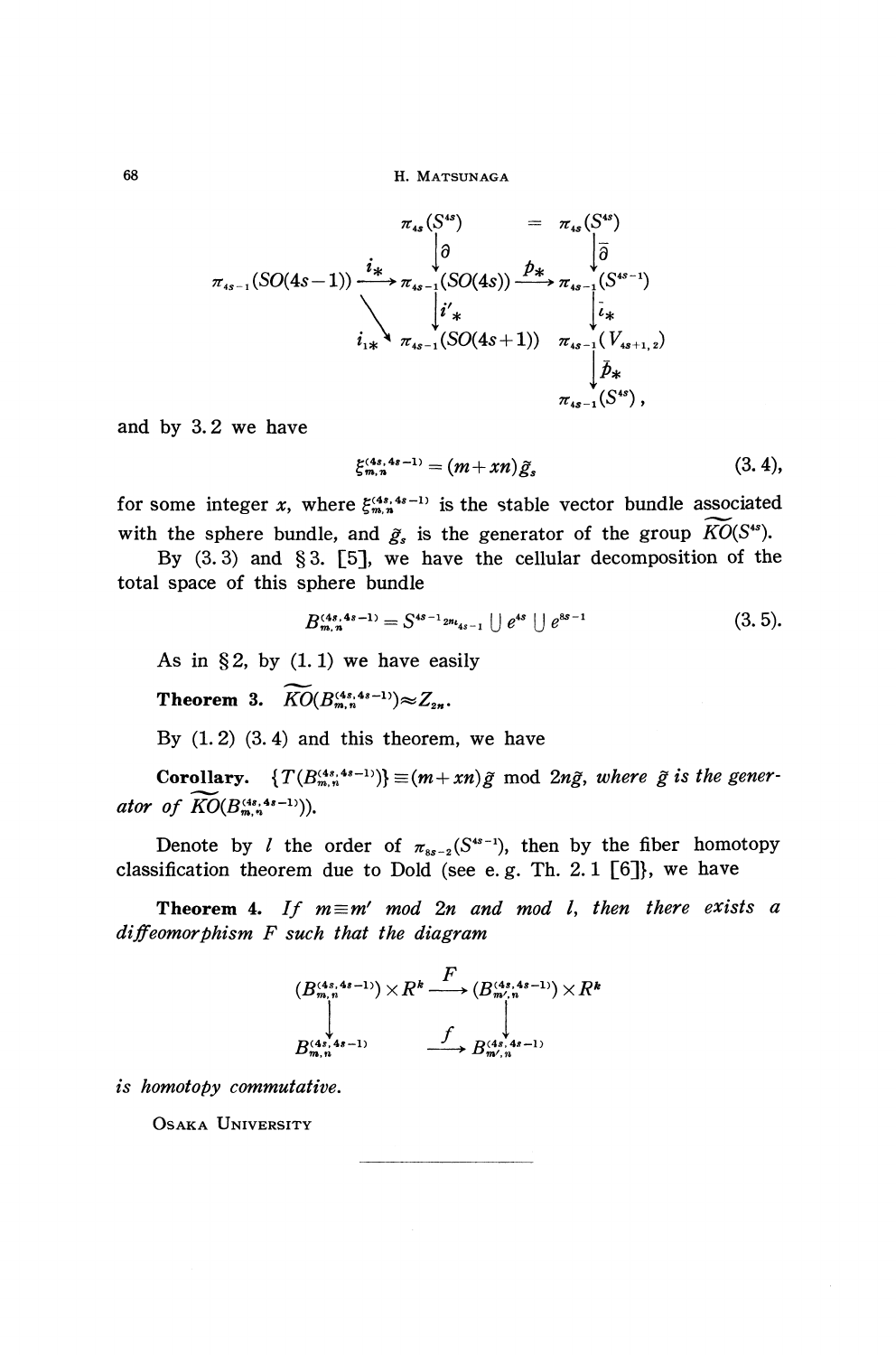$$
\begin{array}{ccccc}
 & & \pi_{4s}(S^{4s}) & = & \pi_{4s}(S^{4s}) \\
 & & \downarrow \partial & & \downarrow \bar{\partial} \\
\pi_{4s-1}(SO(4s-1)) & \xrightarrow{i_*} & \pi_{4s-1}(SO(4s)) & \xrightarrow{p_*} & \pi_{4s-1}(S^{4s-1}) \\
 & \searrow^{i_{1*}} & \downarrow i'_* & & \downarrow \bar{i}_* \\
 & & \pi_{4s-1}(SO(4s+1)) & & \pi_{4s-1}(V_{4s+1,2}) \\
 & & & & \downarrow \bar{p}_* \\
 & & & & \pi_{4s-1}(S^{4s}),
\end{array}
$$

and by 3.2 we have

$$\xi_{m,n}^{(4s,4s-1)} = (m+xn)\tilde{g}_s \tag{3.4},$$

for some integer $x$, where $\xi_{m,n}^{(4s,4s-1)}$ is the stable vector bundle associated with the sphere bundle, and $\tilde{g}_s$ is the generator of the group $\widetilde{KO}(S^{4s})$.

By (3.3) and §3. [5], we have the cellular decomposition of the total space of this sphere bundle

$$B_{m,n}^{(4s,4s-1)} = S^{4s-1}{}_{2n\iota_{4s-1}} \cup e^{4s} \cup e^{8s-1} \tag{3.5}.$$

As in §2, by (1.1) we have easily

**Theorem 3.** $\widetilde{KO}(B_{m,n}^{(4s,4s-1)}) \approx Z_{2n}$.

By (1.2) (3.4) and this theorem, we have

**Corollary.** $\{T(B_{m,n}^{(4s,4s-1)})\} \equiv (m+xn)\tilde{g}$ mod $2n\tilde{g}$, *where $\tilde{g}$ is the generator of $\widetilde{KO}(B_{m,n}^{(4s,4s-1)})$.*

Denote by $l$ the order of $\pi_{8s-2}(S^{4s-1})$, then by the fiber homotopy classification theorem due to Dold (see e.g. Th. 2.1 [6]), we have

**Theorem 4.** *If $m \equiv m'$ mod $2n$ and mod $l$, then there exists a diffeomorphism $F$ such that the diagram*

$$
\begin{array}{ccc}
(B_{m,n}^{(4s,4s-1)}) \times R^k & \xrightarrow{F} & (B_{m',n}^{(4s,4s-1)}) \times R^k \\
\downarrow & & \downarrow \\
B_{m,n}^{(4s,4s-1)} & \xrightarrow{f} & B_{m',n}^{(4s,4s-1)}
\end{array}
$$

*is homotopy commutative.*

OSAKA UNIVERSITY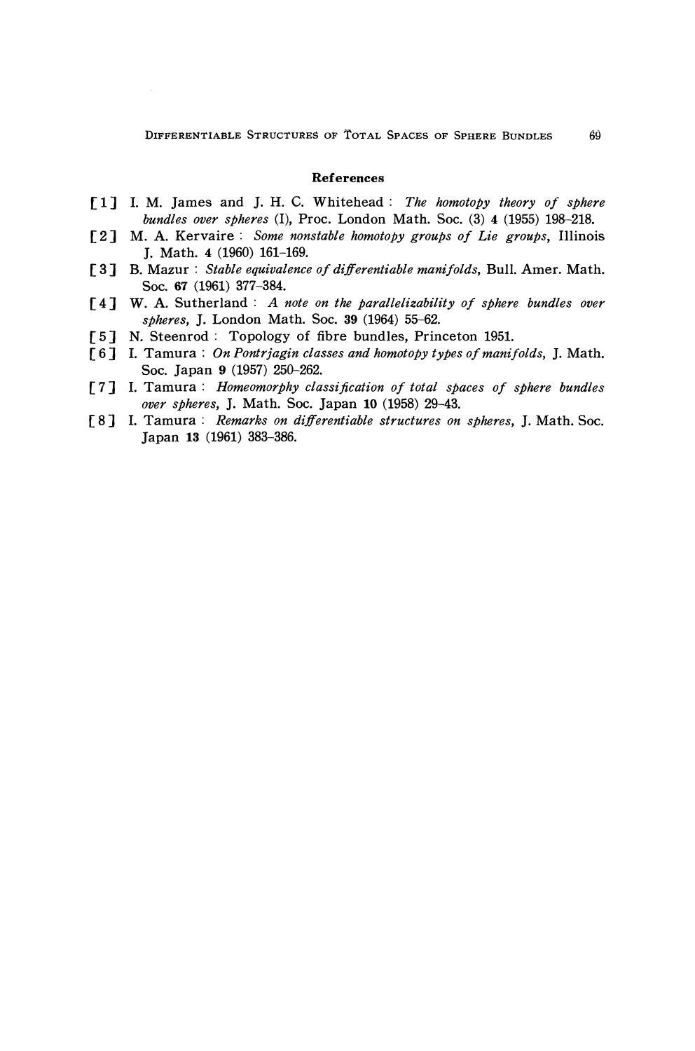## References

[1] I. M. James and J. H. C. Whitehead : *The homotopy theory of sphere bundles over spheres* (I), Proc. London Math. Soc. (3) **4** (1955) 198–218.

[2] M. A. Kervaire : *Some nonstable homotopy groups of Lie groups*, Illinois J. Math. **4** (1960) 161–169.

[3] B. Mazur : *Stable equivalence of differentiable manifolds*, Bull. Amer. Math. Soc. **67** (1961) 377–384.

[4] W. A. Sutherland : *A note on the parallelizability of sphere bundles over spheres*, J. London Math. Soc. **39** (1964) 55–62.

[5] N. Steenrod : Topology of fibre bundles, Princeton 1951.

[6] I. Tamura : *On Pontrjagin classes and homotopy types of manifolds*, J. Math. Soc. Japan **9** (1957) 250–262.

[7] I. Tamura : *Homeomorphy classification of total spaces of sphere bundles over spheres*, J. Math. Soc. Japan **10** (1958) 29–43.

[8] I. Tamura : *Remarks on differentiable structures on spheres*, J. Math. Soc. Japan **13** (1961) 383–386.